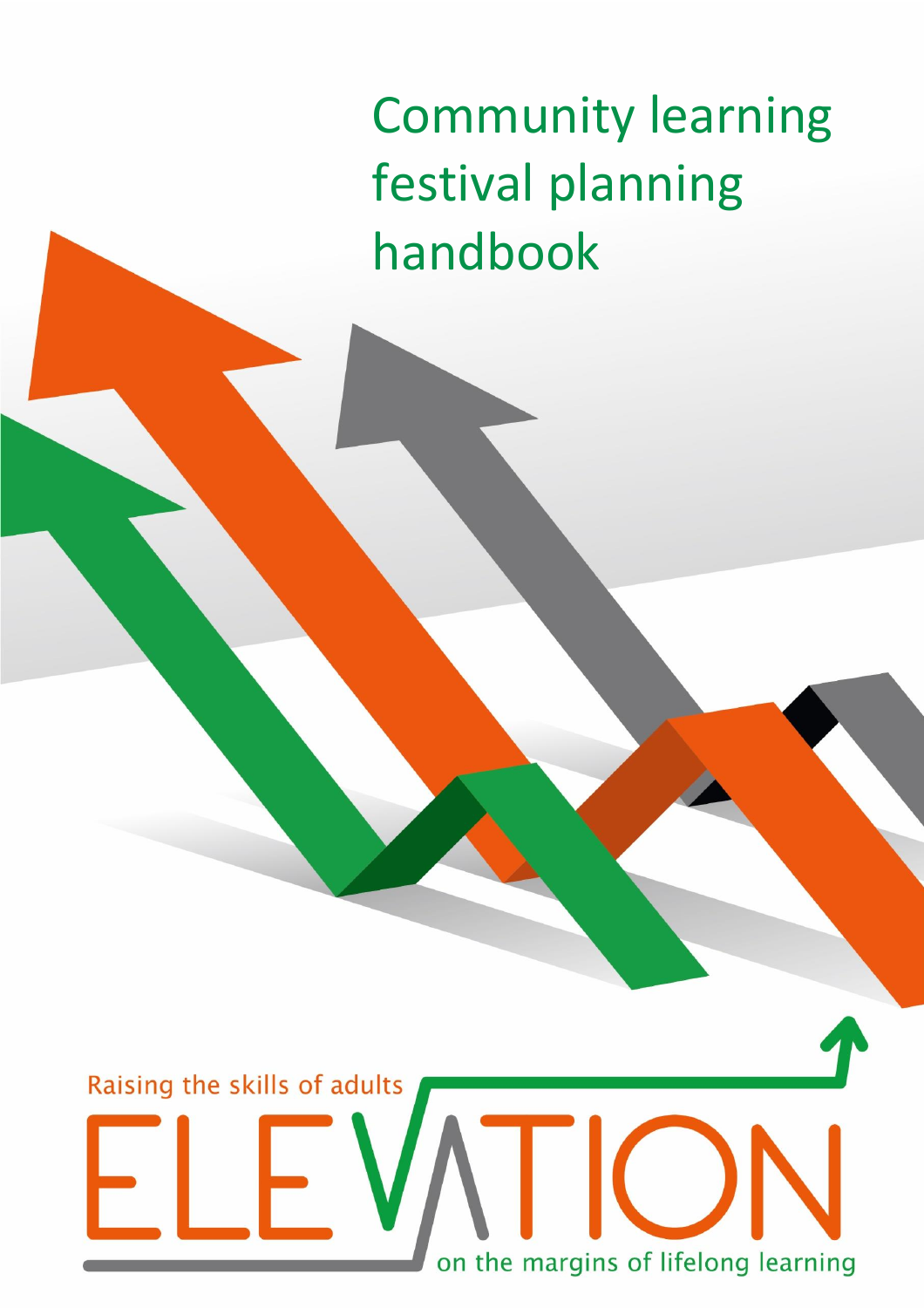# Community learning festival planning handbook

Raising the skills of adults

ELEVATION

on the margins of lifelong learning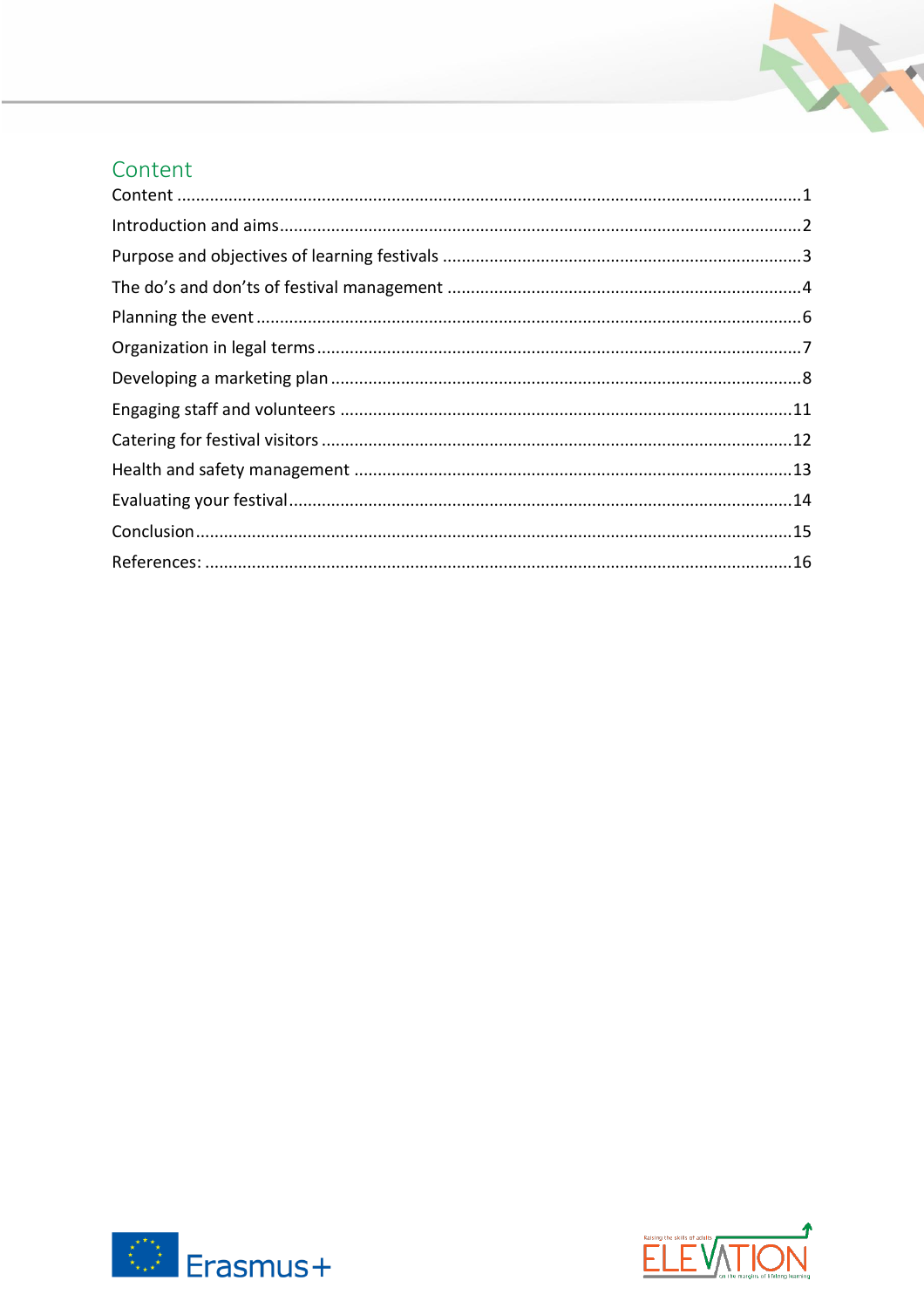## Content

Content ........................................................................................................................................1

Introduction and aims..................................................................................................................2

Purpose and objectives of learning festivals ...............................................................................3

The do's and don'ts of festival management ..............................................................................4

Planning the event .......................................................................................................................6

Organization in legal terms ..........................................................................................................7

Developing a marketing plan .......................................................................................................8

Engaging staff and volunteers ....................................................................................................11

Catering for festival visitors ........................................................................................................12

Health and safety management .................................................................................................13

Evaluating your festival...............................................................................................................14

Conclusion...................................................................................................................................15

References: .................................................................................................................................16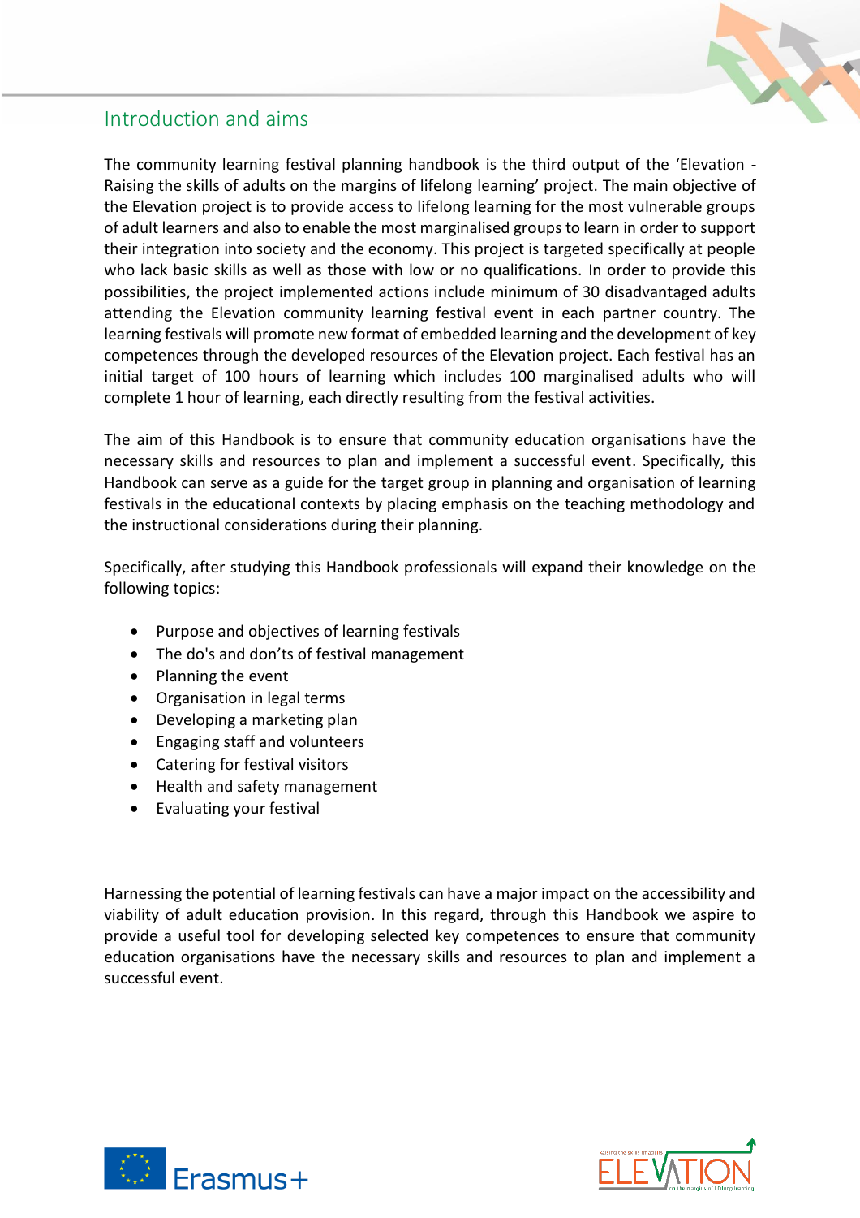## Introduction and aims

The community learning festival planning handbook is the third output of the 'Elevation - Raising the skills of adults on the margins of lifelong learning' project. The main objective of the Elevation project is to provide access to lifelong learning for the most vulnerable groups of adult learners and also to enable the most marginalised groups to learn in order to support their integration into society and the economy. This project is targeted specifically at people who lack basic skills as well as those with low or no qualifications. In order to provide this possibilities, the project implemented actions include minimum of 30 disadvantaged adults attending the Elevation community learning festival event in each partner country. The learning festivals will promote new format of embedded learning and the development of key competences through the developed resources of the Elevation project. Each festival has an initial target of 100 hours of learning which includes 100 marginalised adults who will complete 1 hour of learning, each directly resulting from the festival activities.

The aim of this Handbook is to ensure that community education organisations have the necessary skills and resources to plan and implement a successful event. Specifically, this Handbook can serve as a guide for the target group in planning and organisation of learning festivals in the educational contexts by placing emphasis on the teaching methodology and the instructional considerations during their planning.

Specifically, after studying this Handbook professionals will expand their knowledge on the following topics:

- Purpose and objectives of learning festivals
- The do's and don'ts of festival management
- Planning the event
- Organisation in legal terms
- Developing a marketing plan
- Engaging staff and volunteers
- Catering for festival visitors
- Health and safety management
- Evaluating your festival

Harnessing the potential of learning festivals can have a major impact on the accessibility and viability of adult education provision. In this regard, through this Handbook we aspire to provide a useful tool for developing selected key competences to ensure that community education organisations have the necessary skills and resources to plan and implement a successful event.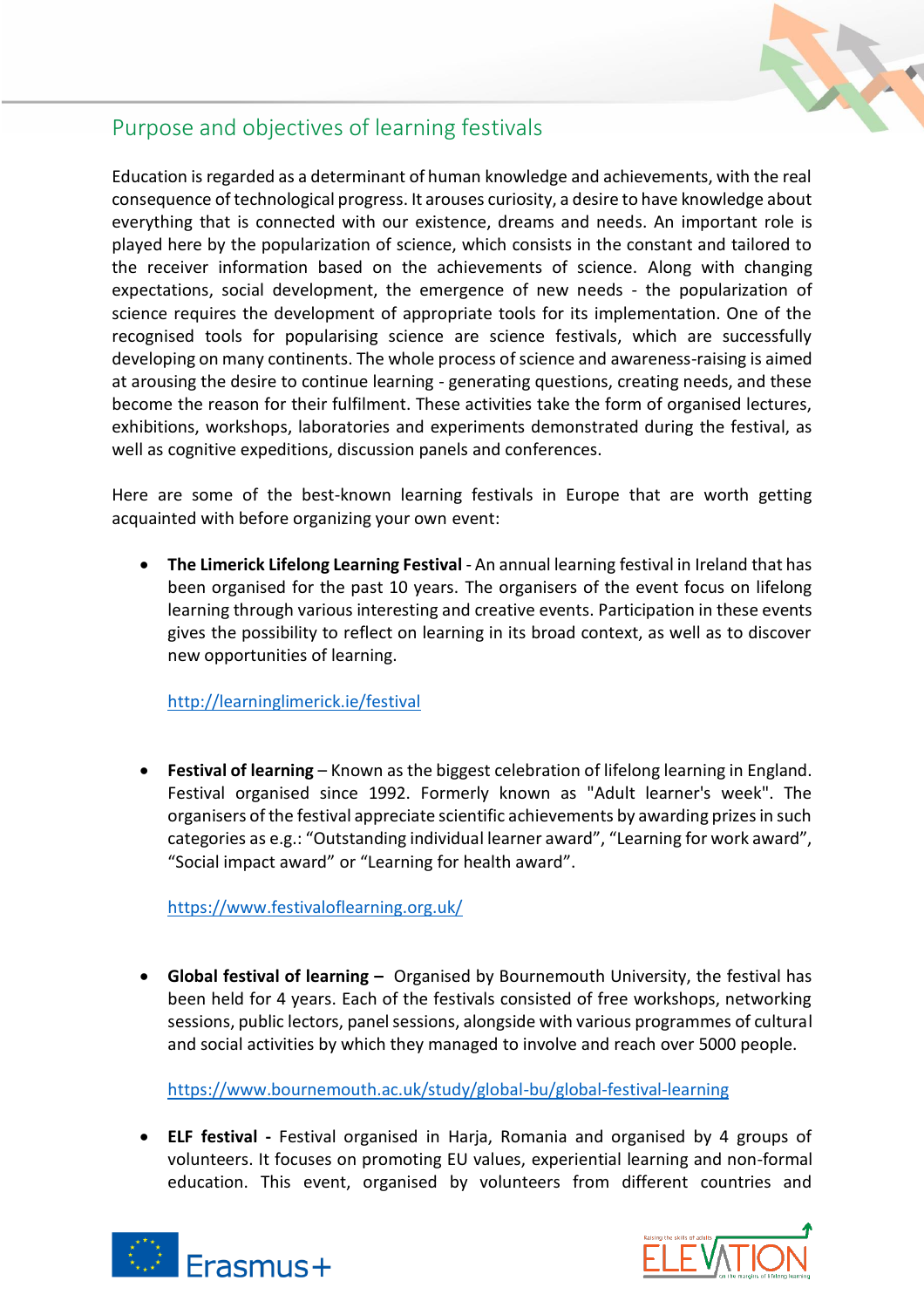## Purpose and objectives of learning festivals

Education is regarded as a determinant of human knowledge and achievements, with the real consequence of technological progress. It arouses curiosity, a desire to have knowledge about everything that is connected with our existence, dreams and needs. An important role is played here by the popularization of science, which consists in the constant and tailored to the receiver information based on the achievements of science. Along with changing expectations, social development, the emergence of new needs - the popularization of science requires the development of appropriate tools for its implementation. One of the recognised tools for popularising science are science festivals, which are successfully developing on many continents. The whole process of science and awareness-raising is aimed at arousing the desire to continue learning - generating questions, creating needs, and these become the reason for their fulfilment. These activities take the form of organised lectures, exhibitions, workshops, laboratories and experiments demonstrated during the festival, as well as cognitive expeditions, discussion panels and conferences.

Here are some of the best-known learning festivals in Europe that are worth getting acquainted with before organizing your own event:

- **The Limerick Lifelong Learning Festival** - An annual learning festival in Ireland that has been organised for the past 10 years. The organisers of the event focus on lifelong learning through various interesting and creative events. Participation in these events gives the possibility to reflect on learning in its broad context, as well as to discover new opportunities of learning.

  http://learninglimerick.ie/festival

- **Festival of learning** – Known as the biggest celebration of lifelong learning in England. Festival organised since 1992. Formerly known as "Adult learner's week". The organisers of the festival appreciate scientific achievements by awarding prizes in such categories as e.g.: “Outstanding individual learner award”, “Learning for work award”, “Social impact award” or “Learning for health award”.

  https://www.festivaloflearning.org.uk/

- **Global festival of learning –** Organised by Bournemouth University, the festival has been held for 4 years. Each of the festivals consisted of free workshops, networking sessions, public lectors, panel sessions, alongside with various programmes of cultural and social activities by which they managed to involve and reach over 5000 people.

  https://www.bournemouth.ac.uk/study/global-bu/global-festival-learning

- **ELF festival -** Festival organised in Harja, Romania and organised by 4 groups of volunteers. It focuses on promoting EU values, experiential learning and non-formal education. This event, organised by volunteers from different countries and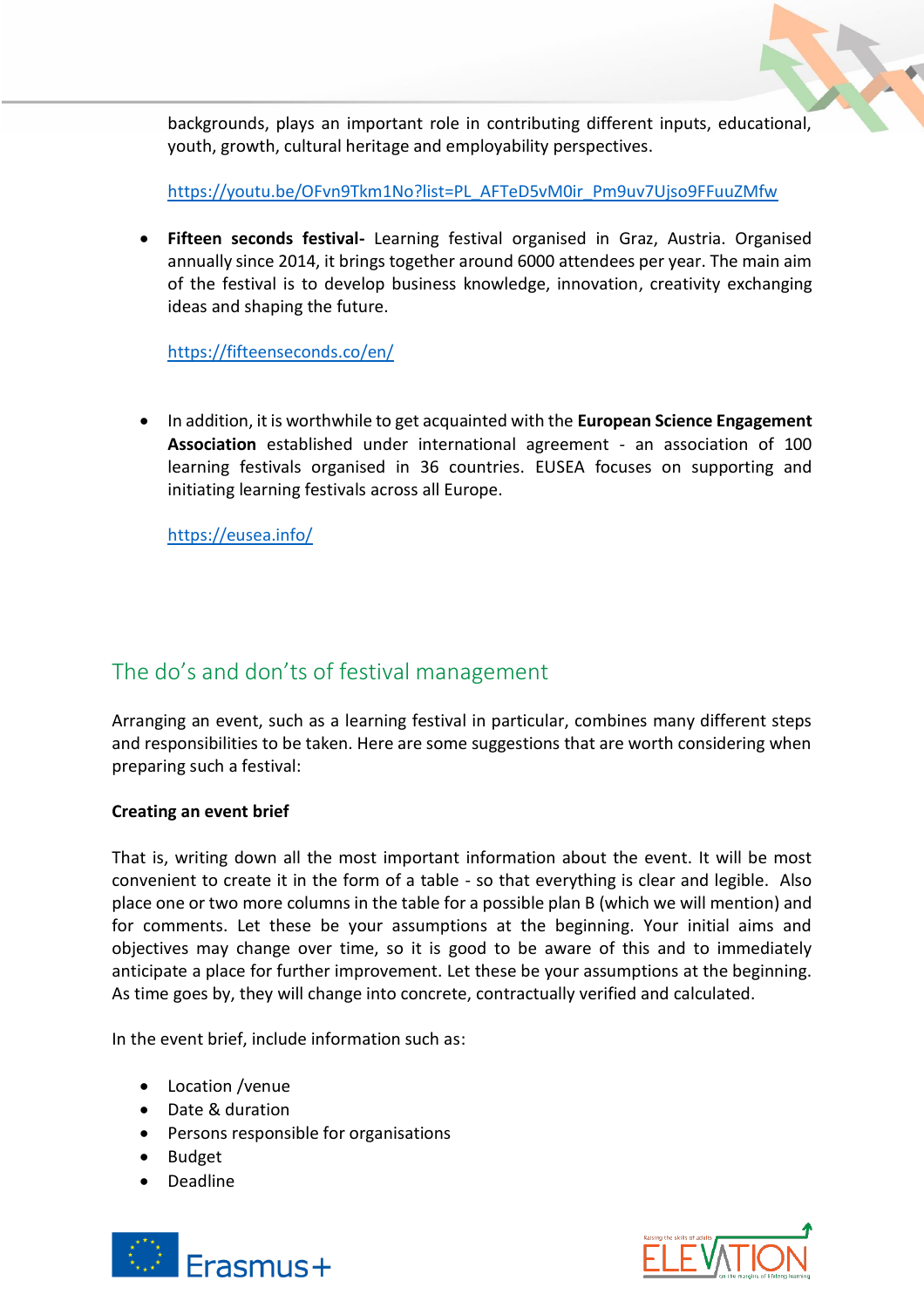backgrounds, plays an important role in contributing different inputs, educational, youth, growth, cultural heritage and employability perspectives.

https://youtu.be/OFvn9Tkm1No?list=PL_AFTeD5vM0ir_Pm9uv7Ujso9FFuuZMfw

- **Fifteen seconds festival-** Learning festival organised in Graz, Austria. Organised annually since 2014, it brings together around 6000 attendees per year. The main aim of the festival is to develop business knowledge, innovation, creativity exchanging ideas and shaping the future.

  https://fifteenseconds.co/en/

- In addition, it is worthwhile to get acquainted with the **European Science Engagement Association** established under international agreement - an association of 100 learning festivals organised in 36 countries. EUSEA focuses on supporting and initiating learning festivals across all Europe.

  https://eusea.info/

## The do's and don'ts of festival management

Arranging an event, such as a learning festival in particular, combines many different steps and responsibilities to be taken. Here are some suggestions that are worth considering when preparing such a festival:

**Creating an event brief**

That is, writing down all the most important information about the event. It will be most convenient to create it in the form of a table - so that everything is clear and legible. Also place one or two more columns in the table for a possible plan B (which we will mention) and for comments. Let these be your assumptions at the beginning. Your initial aims and objectives may change over time, so it is good to be aware of this and to immediately anticipate a place for further improvement. Let these be your assumptions at the beginning. As time goes by, they will change into concrete, contractually verified and calculated.

In the event brief, include information such as:

- Location /venue
- Date & duration
- Persons responsible for organisations
- Budget
- Deadline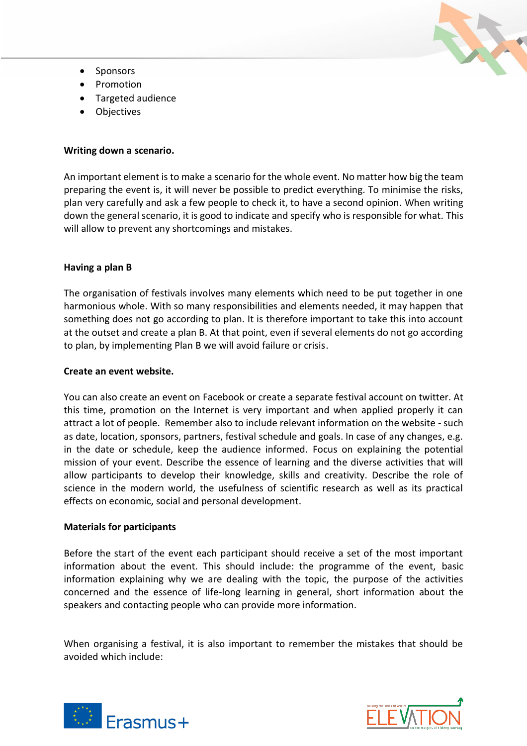- Sponsors
- Promotion
- Targeted audience
- Objectives

**Writing down a scenario.**

An important element is to make a scenario for the whole event. No matter how big the team preparing the event is, it will never be possible to predict everything. To minimise the risks, plan very carefully and ask a few people to check it, to have a second opinion. When writing down the general scenario, it is good to indicate and specify who is responsible for what. This will allow to prevent any shortcomings and mistakes.

**Having a plan B**

The organisation of festivals involves many elements which need to be put together in one harmonious whole. With so many responsibilities and elements needed, it may happen that something does not go according to plan. It is therefore important to take this into account at the outset and create a plan B. At that point, even if several elements do not go according to plan, by implementing Plan B we will avoid failure or crisis.

**Create an event website.**

You can also create an event on Facebook or create a separate festival account on twitter. At this time, promotion on the Internet is very important and when applied properly it can attract a lot of people. Remember also to include relevant information on the website - such as date, location, sponsors, partners, festival schedule and goals. In case of any changes, e.g. in the date or schedule, keep the audience informed. Focus on explaining the potential mission of your event. Describe the essence of learning and the diverse activities that will allow participants to develop their knowledge, skills and creativity. Describe the role of science in the modern world, the usefulness of scientific research as well as its practical effects on economic, social and personal development.

**Materials for participants**

Before the start of the event each participant should receive a set of the most important information about the event. This should include: the programme of the event, basic information explaining why we are dealing with the topic, the purpose of the activities concerned and the essence of life-long learning in general, short information about the speakers and contacting people who can provide more information.

When organising a festival, it is also important to remember the mistakes that should be avoided which include: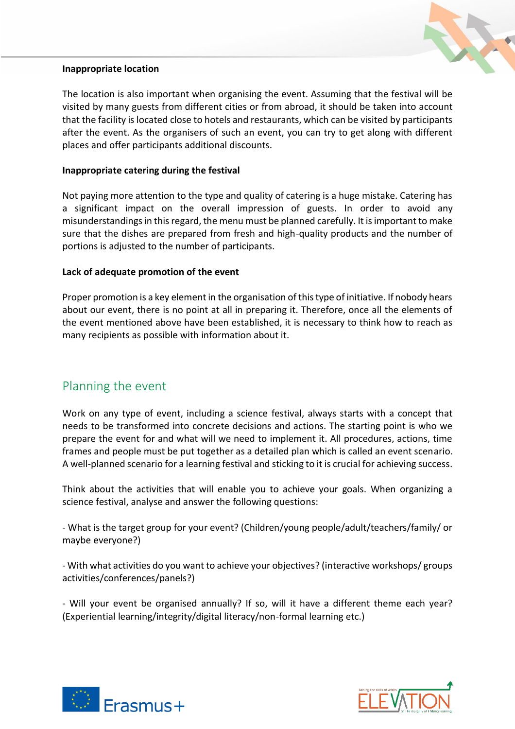**Inappropriate location**

The location is also important when organising the event. Assuming that the festival will be visited by many guests from different cities or from abroad, it should be taken into account that the facility is located close to hotels and restaurants, which can be visited by participants after the event. As the organisers of such an event, you can try to get along with different places and offer participants additional discounts.

**Inappropriate catering during the festival**

Not paying more attention to the type and quality of catering is a huge mistake. Catering has a significant impact on the overall impression of guests. In order to avoid any misunderstandings in this regard, the menu must be planned carefully. It is important to make sure that the dishes are prepared from fresh and high-quality products and the number of portions is adjusted to the number of participants.

**Lack of adequate promotion of the event**

Proper promotion is a key element in the organisation of this type of initiative. If nobody hears about our event, there is no point at all in preparing it. Therefore, once all the elements of the event mentioned above have been established, it is necessary to think how to reach as many recipients as possible with information about it.

## Planning the event

Work on any type of event, including a science festival, always starts with a concept that needs to be transformed into concrete decisions and actions. The starting point is who we prepare the event for and what will we need to implement it. All procedures, actions, time frames and people must be put together as a detailed plan which is called an event scenario. A well-planned scenario for a learning festival and sticking to it is crucial for achieving success.

Think about the activities that will enable you to achieve your goals. When organizing a science festival, analyse and answer the following questions:

- What is the target group for your event? (Children/young people/adult/teachers/family/ or maybe everyone?)

- With what activities do you want to achieve your objectives? (interactive workshops/ groups activities/conferences/panels?)

- Will your event be organised annually? If so, will it have a different theme each year? (Experiential learning/integrity/digital literacy/non-formal learning etc.)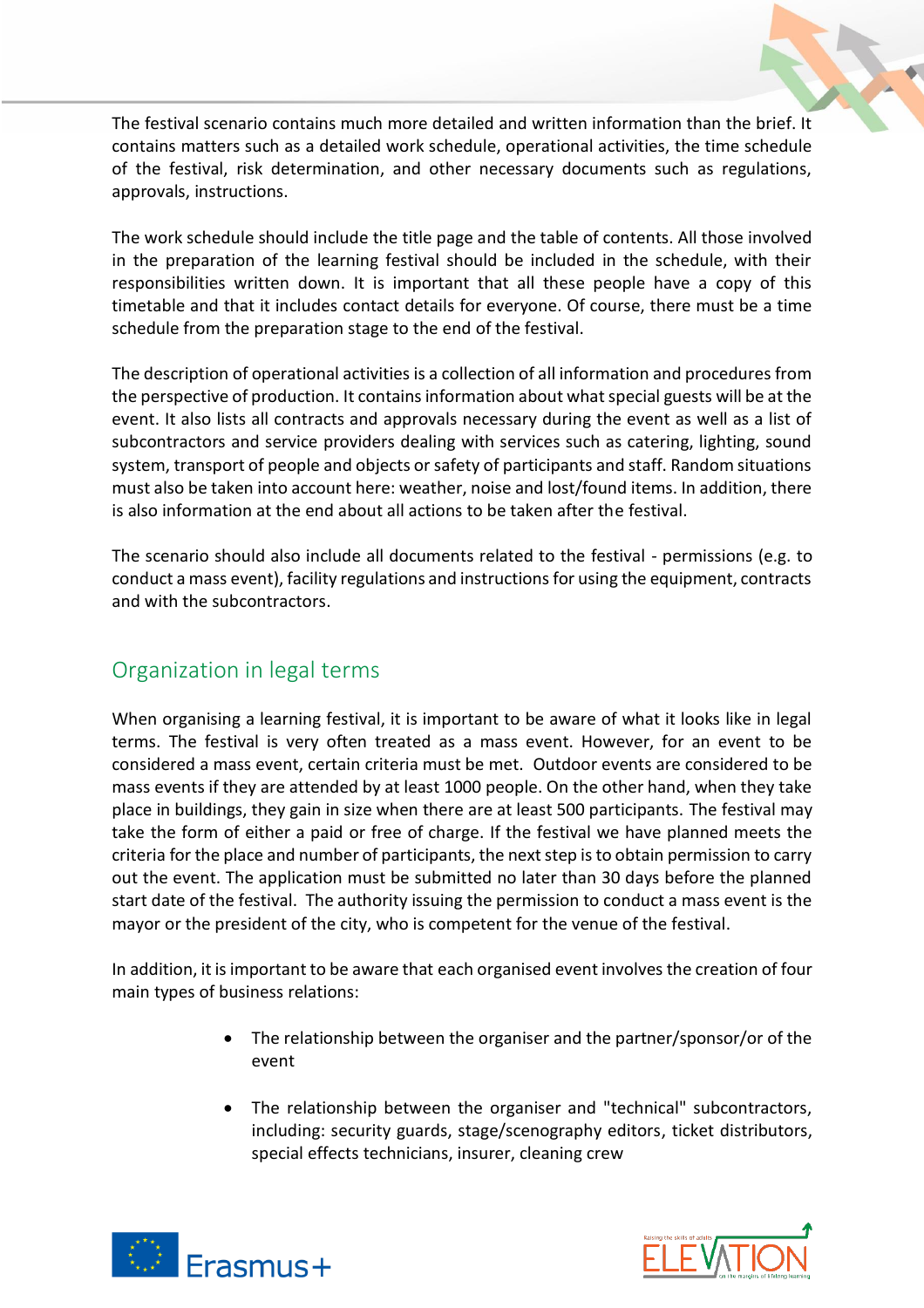The festival scenario contains much more detailed and written information than the brief. It contains matters such as a detailed work schedule, operational activities, the time schedule of the festival, risk determination, and other necessary documents such as regulations, approvals, instructions.

The work schedule should include the title page and the table of contents. All those involved in the preparation of the learning festival should be included in the schedule, with their responsibilities written down. It is important that all these people have a copy of this timetable and that it includes contact details for everyone. Of course, there must be a time schedule from the preparation stage to the end of the festival.

The description of operational activities is a collection of all information and procedures from the perspective of production. It contains information about what special guests will be at the event. It also lists all contracts and approvals necessary during the event as well as a list of subcontractors and service providers dealing with services such as catering, lighting, sound system, transport of people and objects or safety of participants and staff. Random situations must also be taken into account here: weather, noise and lost/found items. In addition, there is also information at the end about all actions to be taken after the festival.

The scenario should also include all documents related to the festival - permissions (e.g. to conduct a mass event), facility regulations and instructions for using the equipment, contracts and with the subcontractors.

## Organization in legal terms

When organising a learning festival, it is important to be aware of what it looks like in legal terms. The festival is very often treated as a mass event. However, for an event to be considered a mass event, certain criteria must be met. Outdoor events are considered to be mass events if they are attended by at least 1000 people. On the other hand, when they take place in buildings, they gain in size when there are at least 500 participants. The festival may take the form of either a paid or free of charge. If the festival we have planned meets the criteria for the place and number of participants, the next step is to obtain permission to carry out the event. The application must be submitted no later than 30 days before the planned start date of the festival. The authority issuing the permission to conduct a mass event is the mayor or the president of the city, who is competent for the venue of the festival.

In addition, it is important to be aware that each organised event involves the creation of four main types of business relations:

- The relationship between the organiser and the partner/sponsor/or of the event
- The relationship between the organiser and "technical" subcontractors, including: security guards, stage/scenography editors, ticket distributors, special effects technicians, insurer, cleaning crew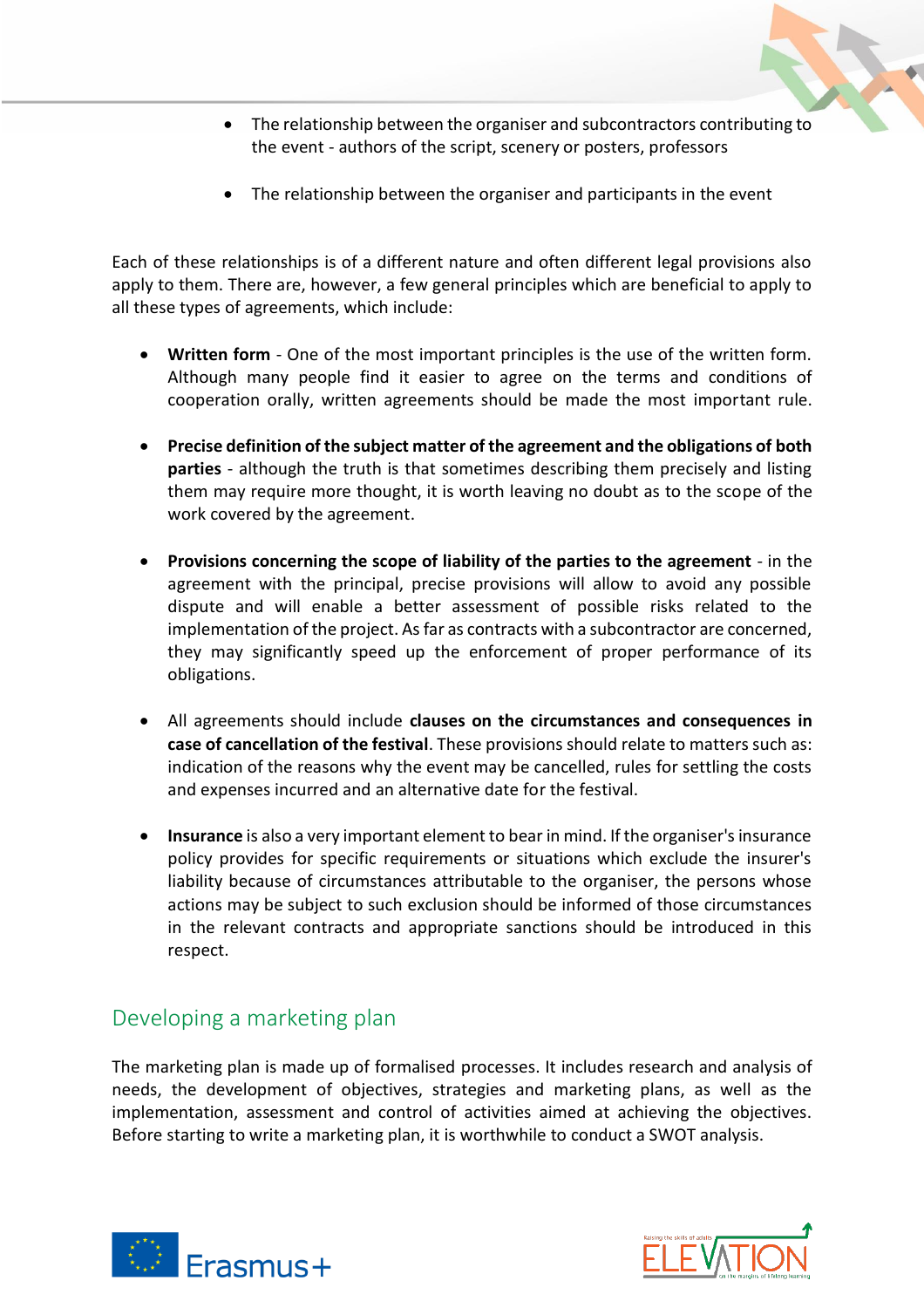- The relationship between the organiser and subcontractors contributing to the event - authors of the script, scenery or posters, professors
- The relationship between the organiser and participants in the event

Each of these relationships is of a different nature and often different legal provisions also apply to them. There are, however, a few general principles which are beneficial to apply to all these types of agreements, which include:

- **Written form** - One of the most important principles is the use of the written form. Although many people find it easier to agree on the terms and conditions of cooperation orally, written agreements should be made the most important rule.
- **Precise definition of the subject matter of the agreement and the obligations of both parties** - although the truth is that sometimes describing them precisely and listing them may require more thought, it is worth leaving no doubt as to the scope of the work covered by the agreement.
- **Provisions concerning the scope of liability of the parties to the agreement** - in the agreement with the principal, precise provisions will allow to avoid any possible dispute and will enable a better assessment of possible risks related to the implementation of the project. As far as contracts with a subcontractor are concerned, they may significantly speed up the enforcement of proper performance of its obligations.
- All agreements should include **clauses on the circumstances and consequences in case of cancellation of the festival**. These provisions should relate to matters such as: indication of the reasons why the event may be cancelled, rules for settling the costs and expenses incurred and an alternative date for the festival.
- **Insurance** is also a very important element to bear in mind. If the organiser's insurance policy provides for specific requirements or situations which exclude the insurer's liability because of circumstances attributable to the organiser, the persons whose actions may be subject to such exclusion should be informed of those circumstances in the relevant contracts and appropriate sanctions should be introduced in this respect.

## Developing a marketing plan

The marketing plan is made up of formalised processes. It includes research and analysis of needs, the development of objectives, strategies and marketing plans, as well as the implementation, assessment and control of activities aimed at achieving the objectives. Before starting to write a marketing plan, it is worthwhile to conduct a SWOT analysis.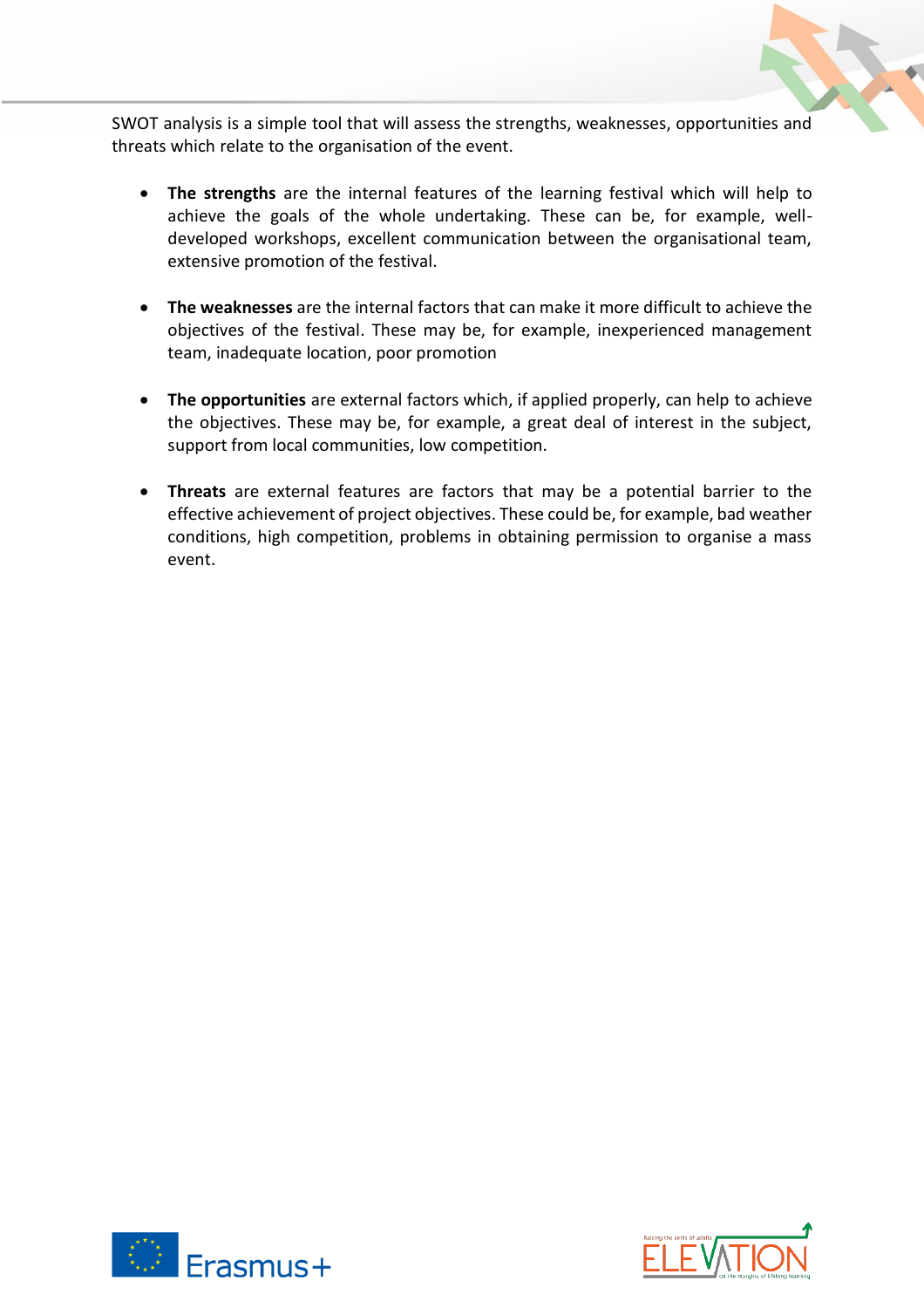SWOT analysis is a simple tool that will assess the strengths, weaknesses, opportunities and threats which relate to the organisation of the event.

- **The strengths** are the internal features of the learning festival which will help to achieve the goals of the whole undertaking. These can be, for example, well-developed workshops, excellent communication between the organisational team, extensive promotion of the festival.

- **The weaknesses** are the internal factors that can make it more difficult to achieve the objectives of the festival. These may be, for example, inexperienced management team, inadequate location, poor promotion

- **The opportunities** are external factors which, if applied properly, can help to achieve the objectives. These may be, for example, a great deal of interest in the subject, support from local communities, low competition.

- **Threats** are external features are factors that may be a potential barrier to the effective achievement of project objectives. These could be, for example, bad weather conditions, high competition, problems in obtaining permission to organise a mass event.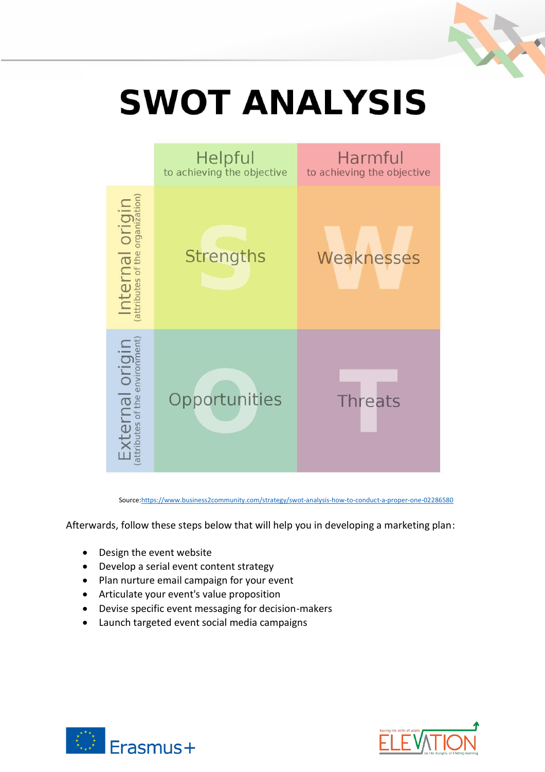# SWOT ANALYSIS

| | Helpful to achieving the objective | Harmful to achieving the objective |
|---|---|---|
| Internal origin (attributes of the organization) | Strengths | Weaknesses |
| External origin (attributes of the environment) | Opportunities | Threats |

Source:https://www.business2community.com/strategy/swot-analysis-how-to-conduct-a-proper-one-02286580

Afterwards, follow these steps below that will help you in developing a marketing plan:

- Design the event website
- Develop a serial event content strategy
- Plan nurture email campaign for your event
- Articulate your event's value proposition
- Devise specific event messaging for decision-makers
- Launch targeted event social media campaigns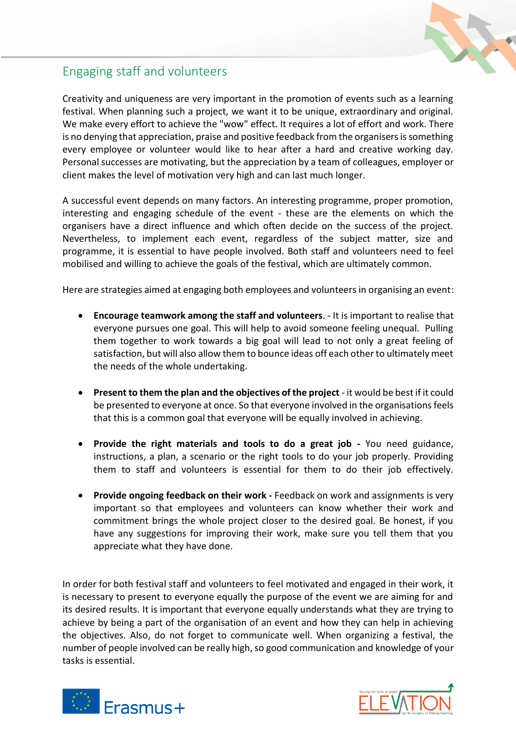## Engaging staff and volunteers

Creativity and uniqueness are very important in the promotion of events such as a learning festival. When planning such a project, we want it to be unique, extraordinary and original. We make every effort to achieve the "wow" effect. It requires a lot of effort and work. There is no denying that appreciation, praise and positive feedback from the organisers is something every employee or volunteer would like to hear after a hard and creative working day. Personal successes are motivating, but the appreciation by a team of colleagues, employer or client makes the level of motivation very high and can last much longer.

A successful event depends on many factors. An interesting programme, proper promotion, interesting and engaging schedule of the event - these are the elements on which the organisers have a direct influence and which often decide on the success of the project. Nevertheless, to implement each event, regardless of the subject matter, size and programme, it is essential to have people involved. Both staff and volunteers need to feel mobilised and willing to achieve the goals of the festival, which are ultimately common.

Here are strategies aimed at engaging both employees and volunteers in organising an event:

- **Encourage teamwork among the staff and volunteers**. - It is important to realise that everyone pursues one goal. This will help to avoid someone feeling unequal. Pulling them together to work towards a big goal will lead to not only a great feeling of satisfaction, but will also allow them to bounce ideas off each other to ultimately meet the needs of the whole undertaking.

- **Present to them the plan and the objectives of the project** - it would be best if it could be presented to everyone at once. So that everyone involved in the organisations feels that this is a common goal that everyone will be equally involved in achieving.

- **Provide the right materials and tools to do a great job -** You need guidance, instructions, a plan, a scenario or the right tools to do your job properly. Providing them to staff and volunteers is essential for them to do their job effectively.

- **Provide ongoing feedback on their work -** Feedback on work and assignments is very important so that employees and volunteers can know whether their work and commitment brings the whole project closer to the desired goal. Be honest, if you have any suggestions for improving their work, make sure you tell them that you appreciate what they have done.

In order for both festival staff and volunteers to feel motivated and engaged in their work, it is necessary to present to everyone equally the purpose of the event we are aiming for and its desired results. It is important that everyone equally understands what they are trying to achieve by being a part of the organisation of an event and how they can help in achieving the objectives. Also, do not forget to communicate well. When organizing a festival, the number of people involved can be really high, so good communication and knowledge of your tasks is essential.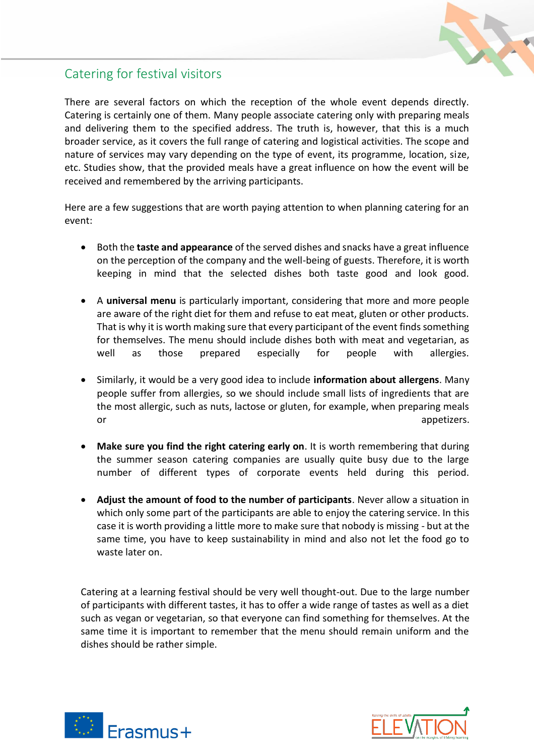## Catering for festival visitors

There are several factors on which the reception of the whole event depends directly. Catering is certainly one of them. Many people associate catering only with preparing meals and delivering them to the specified address. The truth is, however, that this is a much broader service, as it covers the full range of catering and logistical activities. The scope and nature of services may vary depending on the type of event, its programme, location, size, etc. Studies show, that the provided meals have a great influence on how the event will be received and remembered by the arriving participants.

Here are a few suggestions that are worth paying attention to when planning catering for an event:

- Both the **taste and appearance** of the served dishes and snacks have a great influence on the perception of the company and the well-being of guests. Therefore, it is worth keeping in mind that the selected dishes both taste good and look good.
- A **universal menu** is particularly important, considering that more and more people are aware of the right diet for them and refuse to eat meat, gluten or other products. That is why it is worth making sure that every participant of the event finds something for themselves. The menu should include dishes both with meat and vegetarian, as well as those prepared especially for people with allergies.
- Similarly, it would be a very good idea to include **information about allergens**. Many people suffer from allergies, so we should include small lists of ingredients that are the most allergic, such as nuts, lactose or gluten, for example, when preparing meals or appetizers.
- **Make sure you find the right catering early on**. It is worth remembering that during the summer season catering companies are usually quite busy due to the large number of different types of corporate events held during this period.
- **Adjust the amount of food to the number of participants**. Never allow a situation in which only some part of the participants are able to enjoy the catering service. In this case it is worth providing a little more to make sure that nobody is missing - but at the same time, you have to keep sustainability in mind and also not let the food go to waste later on.

Catering at a learning festival should be very well thought-out. Due to the large number of participants with different tastes, it has to offer a wide range of tastes as well as a diet such as vegan or vegetarian, so that everyone can find something for themselves. At the same time it is important to remember that the menu should remain uniform and the dishes should be rather simple.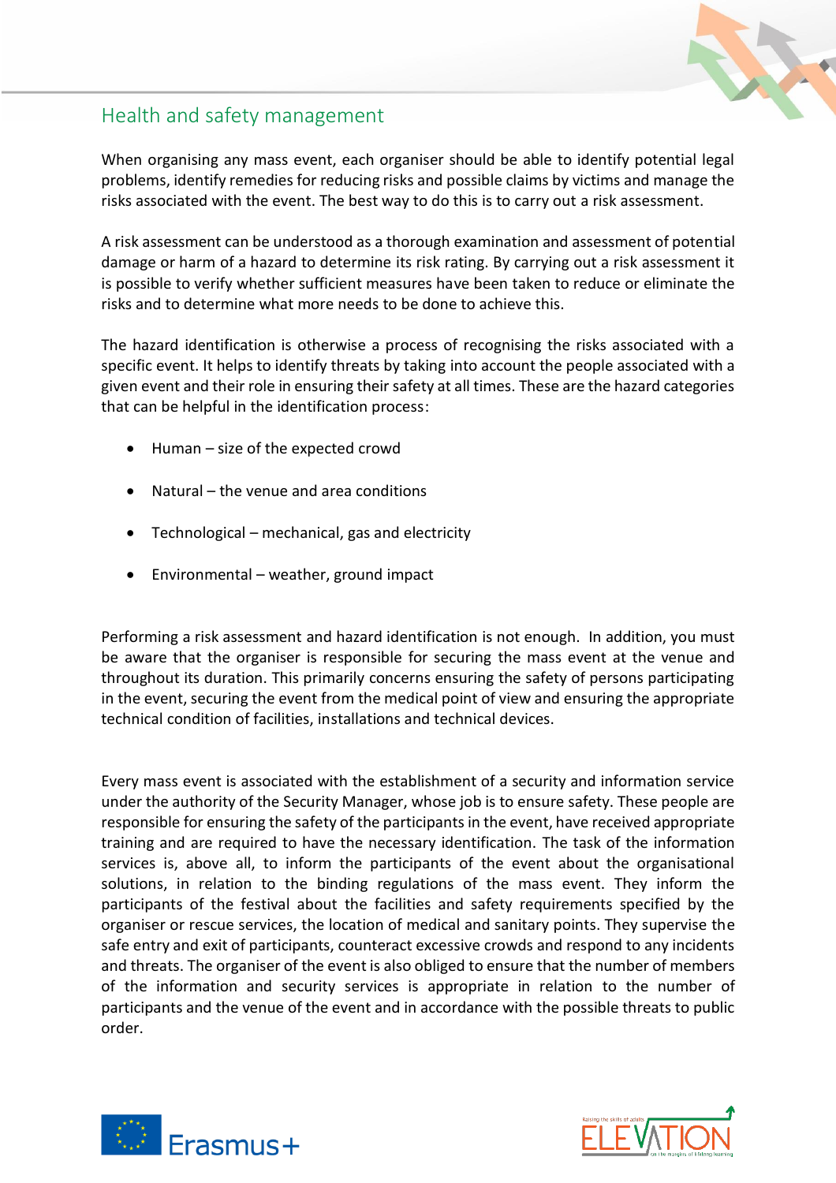## Health and safety management

When organising any mass event, each organiser should be able to identify potential legal problems, identify remedies for reducing risks and possible claims by victims and manage the risks associated with the event. The best way to do this is to carry out a risk assessment.

A risk assessment can be understood as a thorough examination and assessment of potential damage or harm of a hazard to determine its risk rating. By carrying out a risk assessment it is possible to verify whether sufficient measures have been taken to reduce or eliminate the risks and to determine what more needs to be done to achieve this.

The hazard identification is otherwise a process of recognising the risks associated with a specific event. It helps to identify threats by taking into account the people associated with a given event and their role in ensuring their safety at all times. These are the hazard categories that can be helpful in the identification process:

- Human – size of the expected crowd
- Natural – the venue and area conditions
- Technological – mechanical, gas and electricity
- Environmental – weather, ground impact

Performing a risk assessment and hazard identification is not enough. In addition, you must be aware that the organiser is responsible for securing the mass event at the venue and throughout its duration. This primarily concerns ensuring the safety of persons participating in the event, securing the event from the medical point of view and ensuring the appropriate technical condition of facilities, installations and technical devices.

Every mass event is associated with the establishment of a security and information service under the authority of the Security Manager, whose job is to ensure safety. These people are responsible for ensuring the safety of the participants in the event, have received appropriate training and are required to have the necessary identification. The task of the information services is, above all, to inform the participants of the event about the organisational solutions, in relation to the binding regulations of the mass event. They inform the participants of the festival about the facilities and safety requirements specified by the organiser or rescue services, the location of medical and sanitary points. They supervise the safe entry and exit of participants, counteract excessive crowds and respond to any incidents and threats. The organiser of the event is also obliged to ensure that the number of members of the information and security services is appropriate in relation to the number of participants and the venue of the event and in accordance with the possible threats to public order.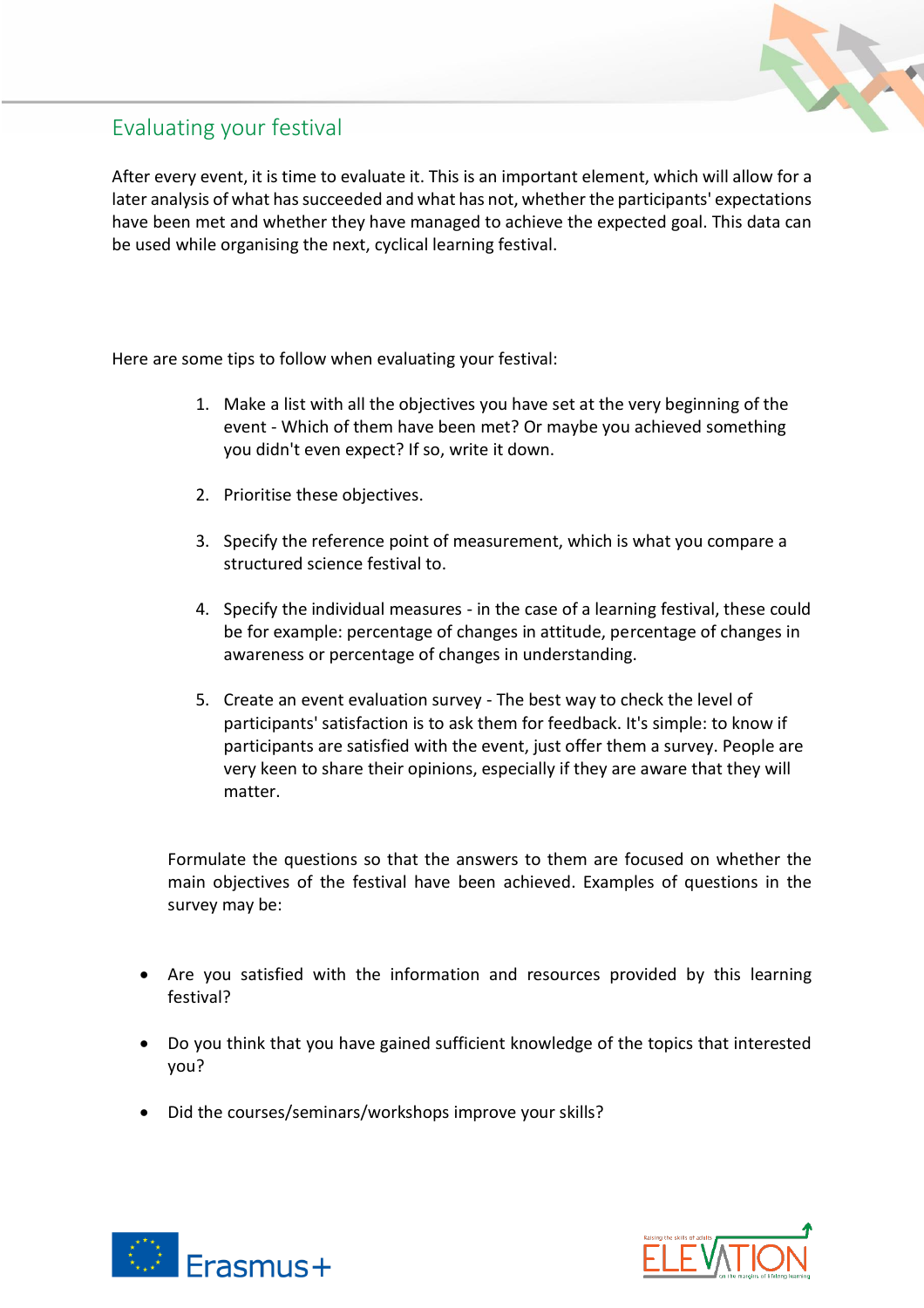## Evaluating your festival

After every event, it is time to evaluate it. This is an important element, which will allow for a later analysis of what has succeeded and what has not, whether the participants' expectations have been met and whether they have managed to achieve the expected goal. This data can be used while organising the next, cyclical learning festival.

Here are some tips to follow when evaluating your festival:

1. Make a list with all the objectives you have set at the very beginning of the event - Which of them have been met? Or maybe you achieved something you didn't even expect? If so, write it down.

2. Prioritise these objectives.

3. Specify the reference point of measurement, which is what you compare a structured science festival to.

4. Specify the individual measures - in the case of a learning festival, these could be for example: percentage of changes in attitude, percentage of changes in awareness or percentage of changes in understanding.

5. Create an event evaluation survey - The best way to check the level of participants' satisfaction is to ask them for feedback. It's simple: to know if participants are satisfied with the event, just offer them a survey. People are very keen to share their opinions, especially if they are aware that they will matter.

Formulate the questions so that the answers to them are focused on whether the main objectives of the festival have been achieved. Examples of questions in the survey may be:

- Are you satisfied with the information and resources provided by this learning festival?
- Do you think that you have gained sufficient knowledge of the topics that interested you?
- Did the courses/seminars/workshops improve your skills?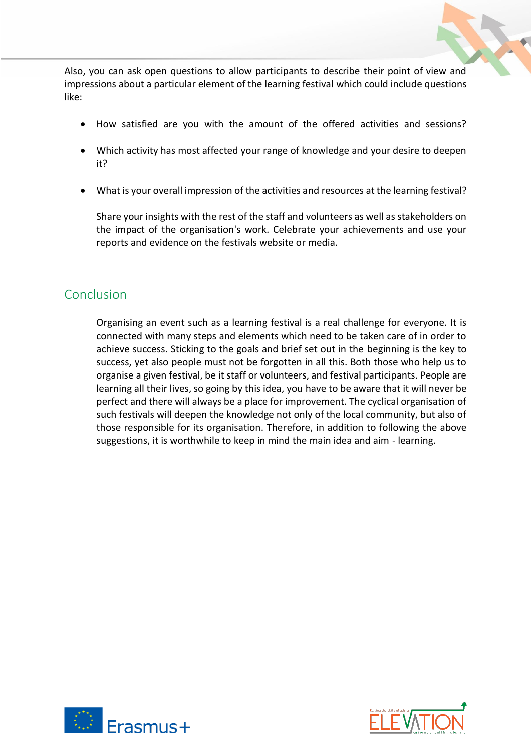Also, you can ask open questions to allow participants to describe their point of view and impressions about a particular element of the learning festival which could include questions like:

- How satisfied are you with the amount of the offered activities and sessions?
- Which activity has most affected your range of knowledge and your desire to deepen it?
- What is your overall impression of the activities and resources at the learning festival?

Share your insights with the rest of the staff and volunteers as well as stakeholders on the impact of the organisation's work. Celebrate your achievements and use your reports and evidence on the festivals website or media.

## Conclusion

Organising an event such as a learning festival is a real challenge for everyone. It is connected with many steps and elements which need to be taken care of in order to achieve success. Sticking to the goals and brief set out in the beginning is the key to success, yet also people must not be forgotten in all this. Both those who help us to organise a given festival, be it staff or volunteers, and festival participants. People are learning all their lives, so going by this idea, you have to be aware that it will never be perfect and there will always be a place for improvement. The cyclical organisation of such festivals will deepen the knowledge not only of the local community, but also of those responsible for its organisation. Therefore, in addition to following the above suggestions, it is worthwhile to keep in mind the main idea and aim - learning.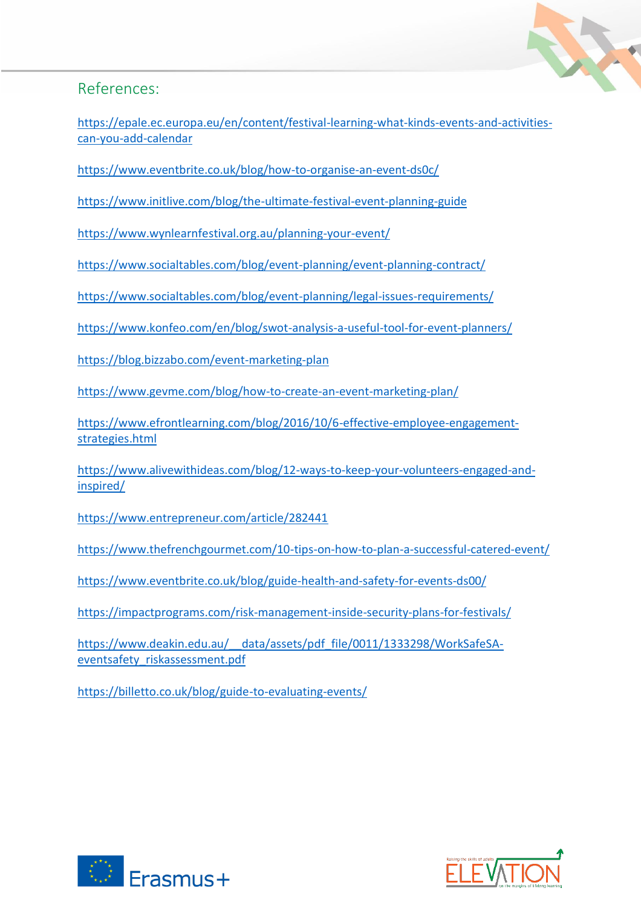## References:

https://epale.ec.europa.eu/en/content/festival-learning-what-kinds-events-and-activities-can-you-add-calendar

https://www.eventbrite.co.uk/blog/how-to-organise-an-event-ds0c/

https://www.initlive.com/blog/the-ultimate-festival-event-planning-guide

https://www.wynlearnfestival.org.au/planning-your-event/

https://www.socialtables.com/blog/event-planning/event-planning-contract/

https://www.socialtables.com/blog/event-planning/legal-issues-requirements/

https://www.konfeo.com/en/blog/swot-analysis-a-useful-tool-for-event-planners/

https://blog.bizzabo.com/event-marketing-plan

https://www.gevme.com/blog/how-to-create-an-event-marketing-plan/

https://www.efrontlearning.com/blog/2016/10/6-effective-employee-engagement-strategies.html

https://www.alivewithideas.com/blog/12-ways-to-keep-your-volunteers-engaged-and-inspired/

https://www.entrepreneur.com/article/282441

https://www.thefrenchgourmet.com/10-tips-on-how-to-plan-a-successful-catered-event/

https://www.eventbrite.co.uk/blog/guide-health-and-safety-for-events-ds00/

https://impactprograms.com/risk-management-inside-security-plans-for-festivals/

https://www.deakin.edu.au/__data/assets/pdf_file/0011/1333298/WorkSafeSA-eventsafety_riskassessment.pdf

https://billetto.co.uk/blog/guide-to-evaluating-events/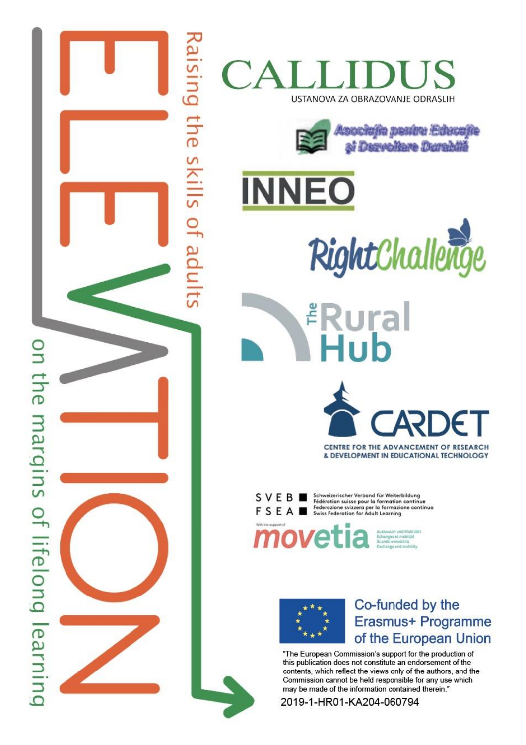# ELEVATION

Raising the skills of adults

on the margins of lifelong learning

CALLIDUS

USTANOVA ZA OBRAZOVANJE ODRASLIH

Asociația pentru Educație și Dezvoltare Durabilă

INNEO

RightChallenge

The Rural Hub

CARDET

CENTRE FOR THE ADVANCEMENT OF RESEARCH & DEVELOPMENT IN EDUCATIONAL TECHNOLOGY

SVEB Schweizerischer Verband für Weiterbildung

FSEA Fédération suisse pour la formation continue

Federazione svizzera per la formazione continua

Swiss Federation for Adult Learning

With the support of

movetia

Austausch und Mobilität

Echanges et mobilité

Scambi e mobilità

Exchange and mobility

Co-funded by the Erasmus+ Programme of the European Union

"The European Commission's support for the production of this publication does not constitute an endorsement of the contents, which reflect the views only of the authors, and the Commission cannot be held responsible for any use which may be made of the information contained therein."

2019-1-HR01-KA204-060794